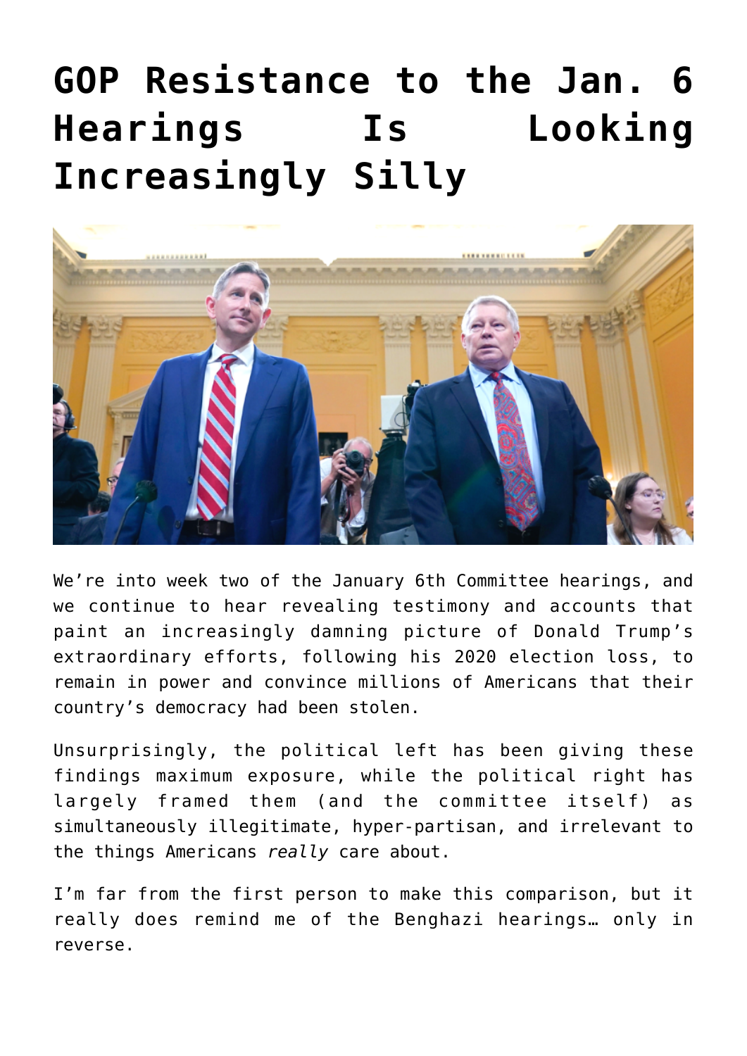# GOP Resistance to the Jan. 6 Hearings Is Looking Increasingly Silly

We're into week two of the January 6th Committee hearings, and we continue to hear revealing testimony and accounts that paint an increasingly damning picture of Donald Trump's extraordinary efforts, following his 2020 election loss, to remain in power and convince millions of Americans that their country's democracy had been stolen.

Unsurprisingly, the political left has been giving these findings maximum exposure, while the political right has largely framed them (and the committee itself) as simultaneously illegitimate, hyper-partisan, and irrelevant to the things Americans *really* care about.

I'm far from the first person to make this comparison, but it really does remind me of the Benghazi hearings… only in reverse.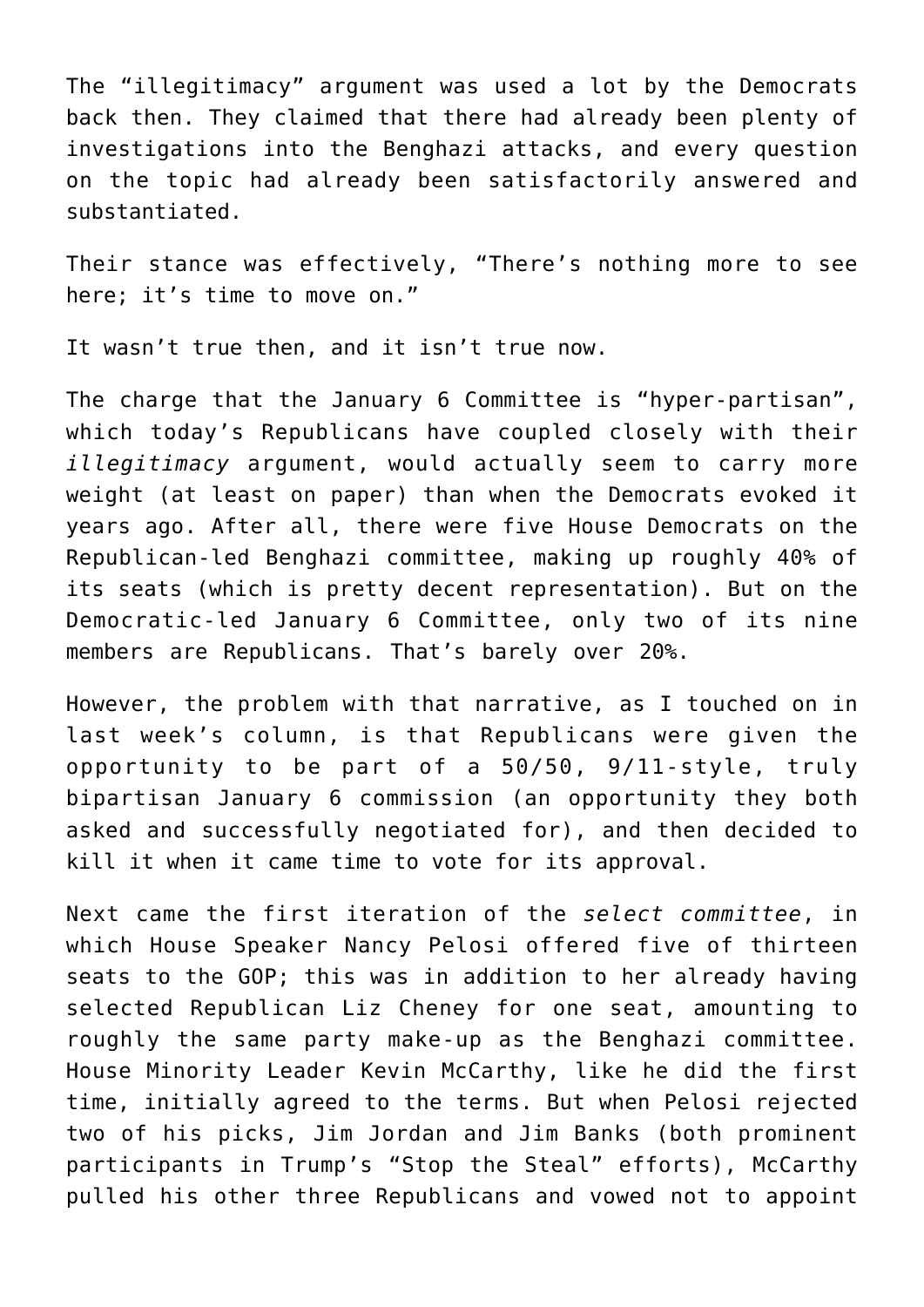The “illegitimacy” argument was used a lot by the Democrats back then. They claimed that there had already been plenty of investigations into the Benghazi attacks, and every question on the topic had already been satisfactorily answered and substantiated.

Their stance was effectively, “There’s nothing more to see here; it’s time to move on.”

It wasn’t true then, and it isn’t true now.

The charge that the January 6 Committee is “hyper-partisan”, which today’s Republicans have coupled closely with their *illegitimacy* argument, would actually seem to carry more weight (at least on paper) than when the Democrats evoked it years ago. After all, there were five House Democrats on the Republican-led Benghazi committee, making up roughly 40% of its seats (which is pretty decent representation). But on the Democratic-led January 6 Committee, only two of its nine members are Republicans. That’s barely over 20%.

However, the problem with that narrative, as I touched on in last week’s column, is that Republicans were given the opportunity to be part of a 50/50, 9/11-style, truly bipartisan January 6 commission (an opportunity they both asked and successfully negotiated for), and then decided to kill it when it came time to vote for its approval.

Next came the first iteration of the *select committee*, in which House Speaker Nancy Pelosi offered five of thirteen seats to the GOP; this was in addition to her already having selected Republican Liz Cheney for one seat, amounting to roughly the same party make-up as the Benghazi committee. House Minority Leader Kevin McCarthy, like he did the first time, initially agreed to the terms. But when Pelosi rejected two of his picks, Jim Jordan and Jim Banks (both prominent participants in Trump’s “Stop the Steal” efforts), McCarthy pulled his other three Republicans and vowed not to appoint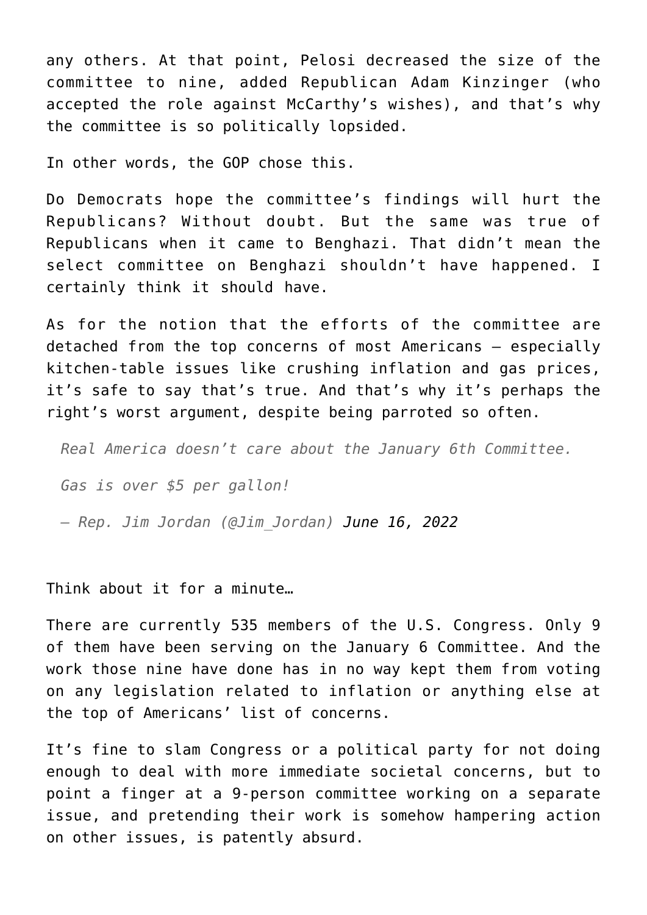any others. At that point, Pelosi decreased the size of the committee to nine, added Republican Adam Kinzinger (who accepted the role against McCarthy's wishes), and that's why the committee is so politically lopsided.

In other words, the GOP chose this.

Do Democrats hope the committee's findings will hurt the Republicans? Without doubt. But the same was true of Republicans when it came to Benghazi. That didn't mean the select committee on Benghazi shouldn't have happened. I certainly think it should have.

As for the notion that the efforts of the committee are detached from the top concerns of most Americans – especially kitchen-table issues like crushing inflation and gas prices, it's safe to say that's true. And that's why it's perhaps the right's worst argument, despite being parroted so often.

> *Real America doesn't care about the January 6th Committee.*
>
> *Gas is over $5 per gallon!*
>
> *— Rep. Jim Jordan (@Jim_Jordan) June 16, 2022*

Think about it for a minute…

There are currently 535 members of the U.S. Congress. Only 9 of them have been serving on the January 6 Committee. And the work those nine have done has in no way kept them from voting on any legislation related to inflation or anything else at the top of Americans' list of concerns.

It's fine to slam Congress or a political party for not doing enough to deal with more immediate societal concerns, but to point a finger at a 9-person committee working on a separate issue, and pretending their work is somehow hampering action on other issues, is patently absurd.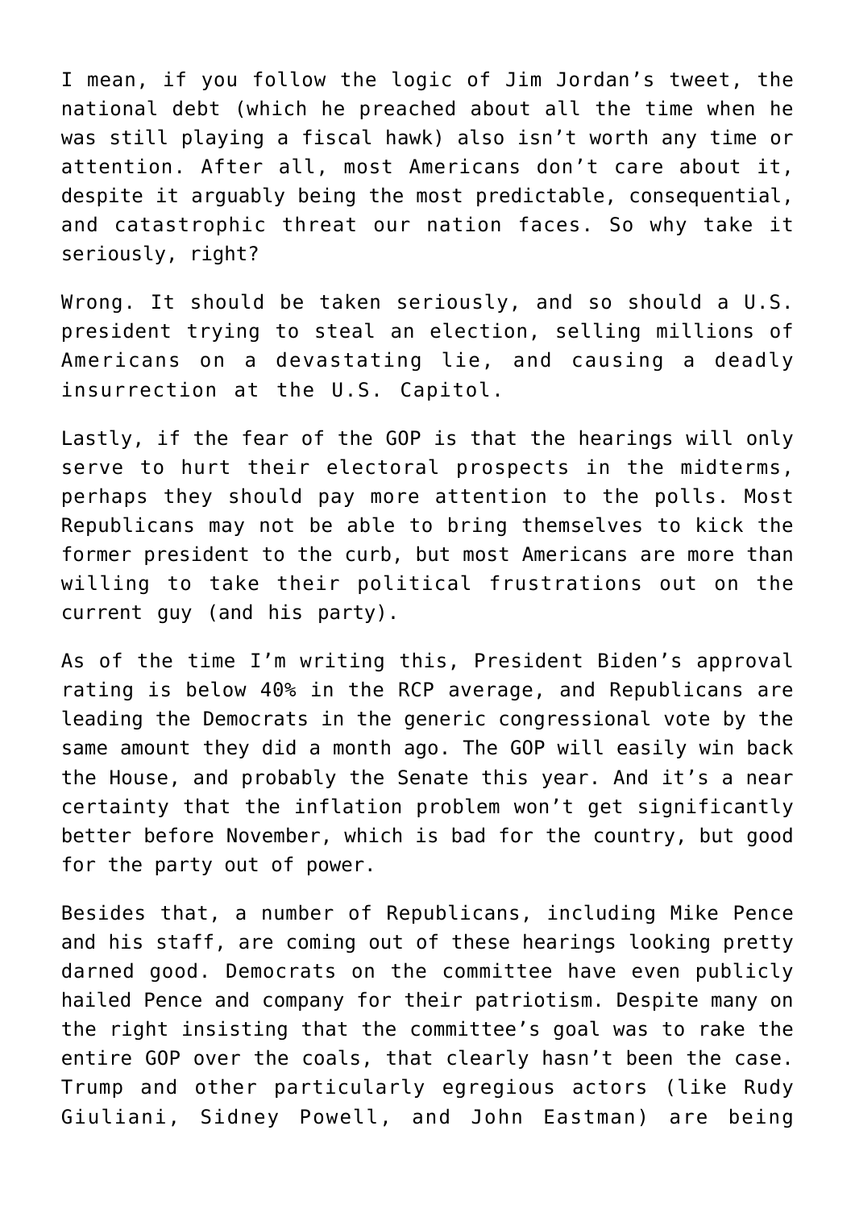I mean, if you follow the logic of Jim Jordan's tweet, the national debt (which he preached about all the time when he was still playing a fiscal hawk) also isn't worth any time or attention. After all, most Americans don't care about it, despite it arguably being the most predictable, consequential, and catastrophic threat our nation faces. So why take it seriously, right?

Wrong. It should be taken seriously, and so should a U.S. president trying to steal an election, selling millions of Americans on a devastating lie, and causing a deadly insurrection at the U.S. Capitol.

Lastly, if the fear of the GOP is that the hearings will only serve to hurt their electoral prospects in the midterms, perhaps they should pay more attention to the polls. Most Republicans may not be able to bring themselves to kick the former president to the curb, but most Americans are more than willing to take their political frustrations out on the current guy (and his party).

As of the time I'm writing this, President Biden's approval rating is below 40% in the RCP average, and Republicans are leading the Democrats in the generic congressional vote by the same amount they did a month ago. The GOP will easily win back the House, and probably the Senate this year. And it's a near certainty that the inflation problem won't get significantly better before November, which is bad for the country, but good for the party out of power.

Besides that, a number of Republicans, including Mike Pence and his staff, are coming out of these hearings looking pretty darned good. Democrats on the committee have even publicly hailed Pence and company for their patriotism. Despite many on the right insisting that the committee's goal was to rake the entire GOP over the coals, that clearly hasn't been the case. Trump and other particularly egregious actors (like Rudy Giuliani, Sidney Powell, and John Eastman) are being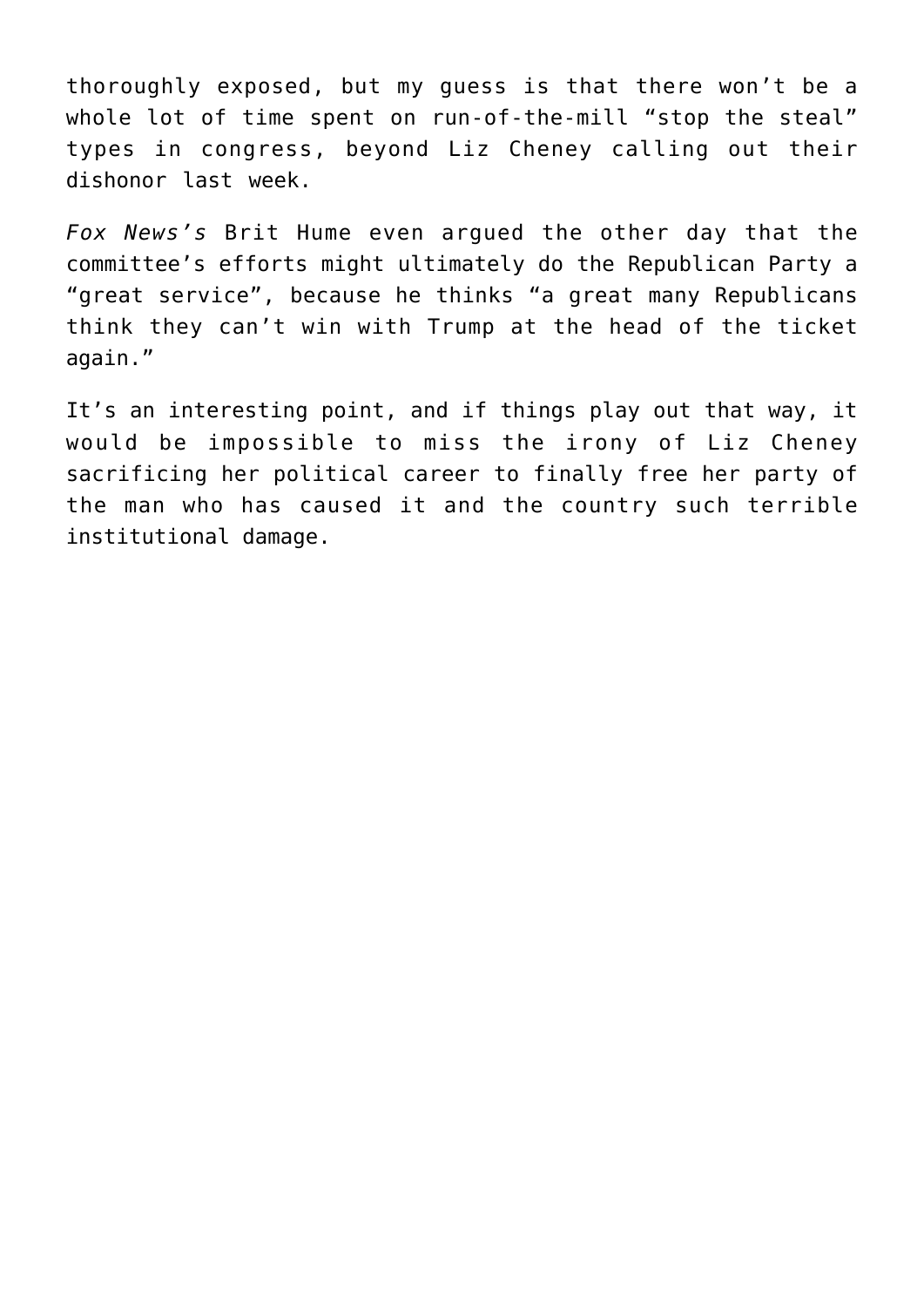thoroughly exposed, but my guess is that there won't be a whole lot of time spent on run-of-the-mill "stop the steal" types in congress, beyond Liz Cheney calling out their dishonor last week.

*Fox News's* Brit Hume even argued the other day that the committee's efforts might ultimately do the Republican Party a "great service", because he thinks "a great many Republicans think they can't win with Trump at the head of the ticket again."

It's an interesting point, and if things play out that way, it would be impossible to miss the irony of Liz Cheney sacrificing her political career to finally free her party of the man who has caused it and the country such terrible institutional damage.